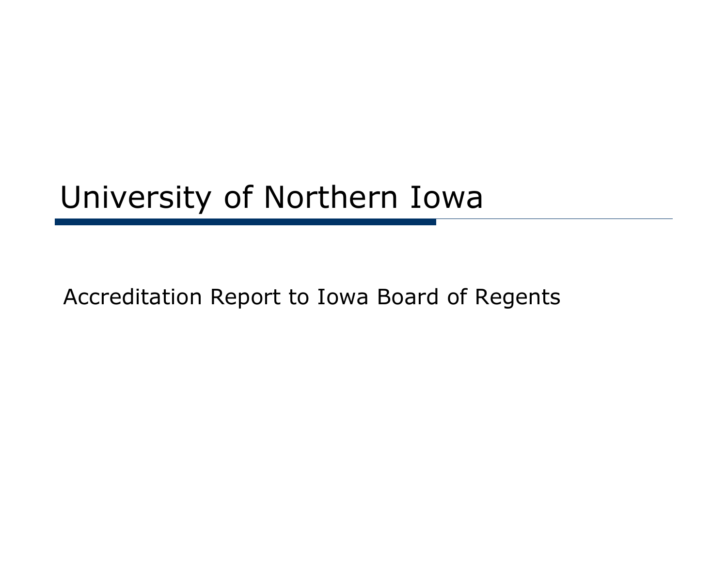# University of Northern Iowa

Accreditation Report to Iowa Board of Regents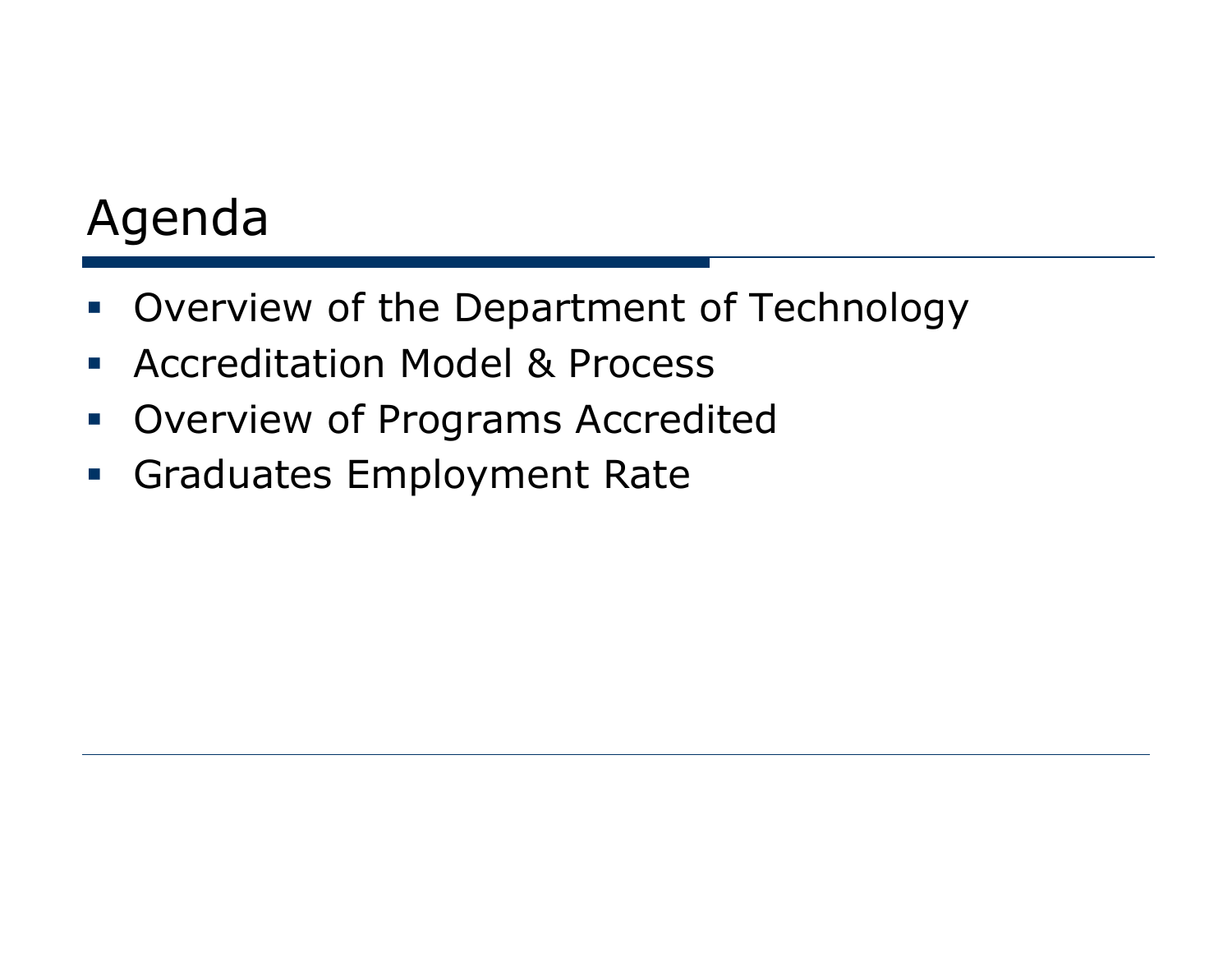# Agenda

- Overview of the Department of Technology
- Accreditation Model & Process
- Overview of Programs Accredited
- Graduates Employment Rate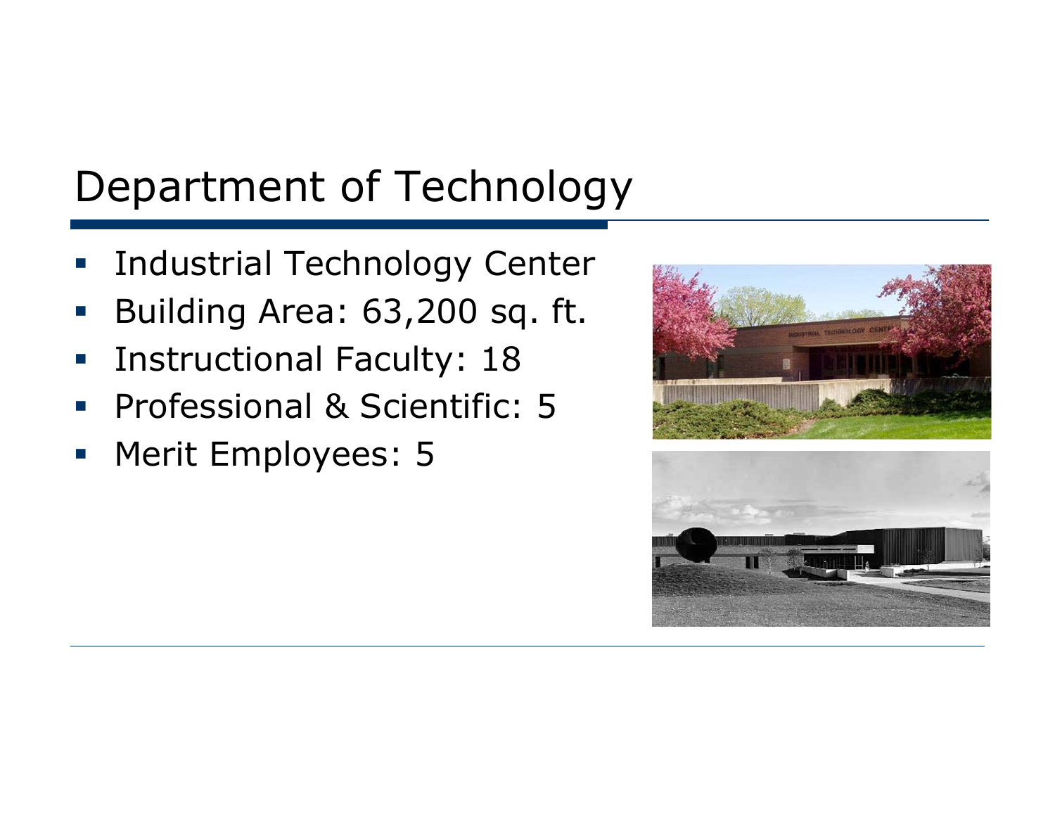# Department of Technology

- Industrial Technology Center
- Building Area: 63,200 sq. ft.
- Instructional Faculty: 18
- Professional & Scientific: 5
- Merit Employees: 5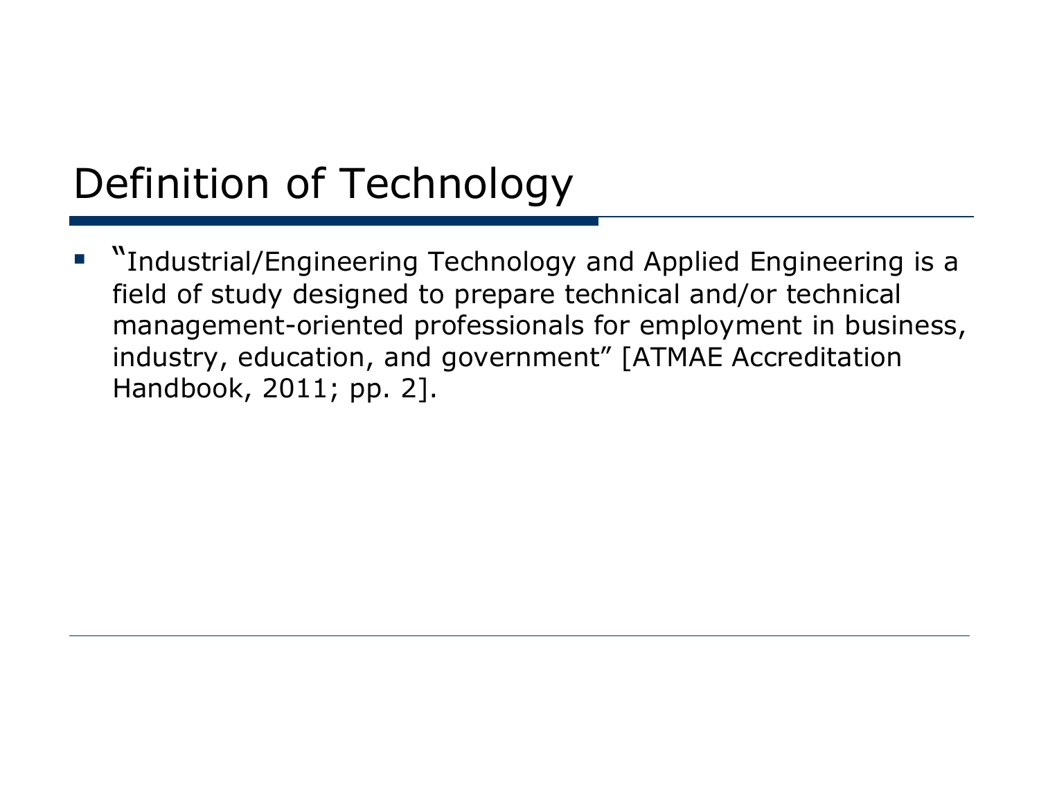# Definition of Technology

- "Industrial/Engineering Technology and Applied Engineering is a field of study designed to prepare technical and/or technical management-oriented professionals for employment in business, industry, education, and government" [ATMAE Accreditation Handbook, 2011; pp. 2].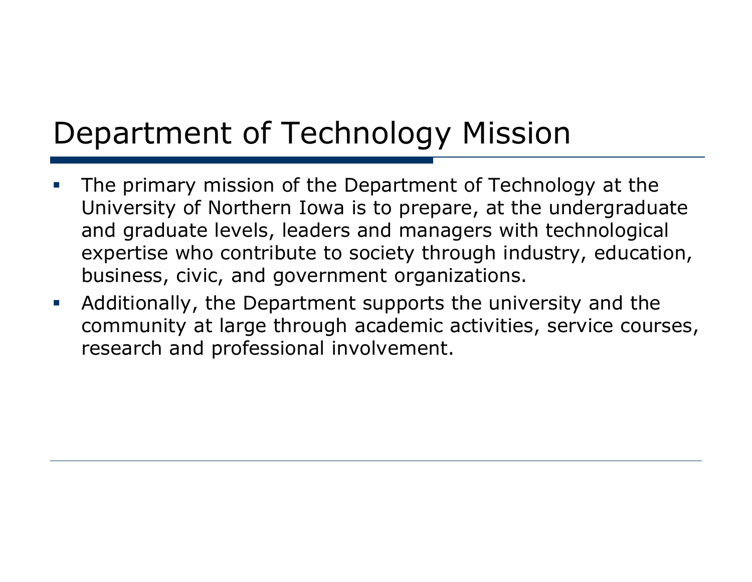# Department of Technology Mission

- The primary mission of the Department of Technology at the University of Northern Iowa is to prepare, at the undergraduate and graduate levels, leaders and managers with technological expertise who contribute to society through industry, education, business, civic, and government organizations.
- Additionally, the Department supports the university and the community at large through academic activities, service courses, research and professional involvement.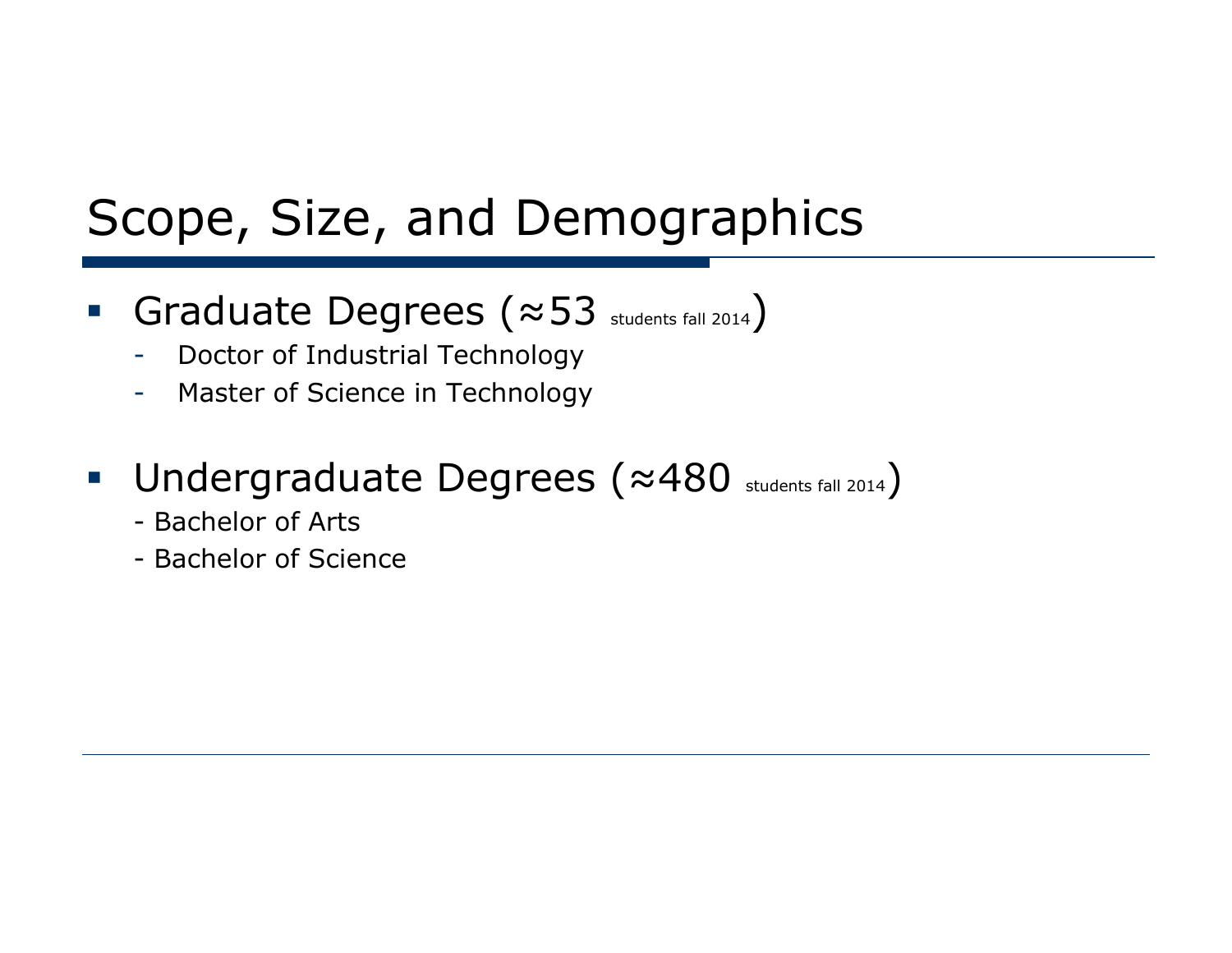# Scope, Size, and Demographics

- Graduate Degrees (≈53 students fall 2014)
  - Doctor of Industrial Technology
  - Master of Science in Technology

- Undergraduate Degrees (≈480 students fall 2014)
  - Bachelor of Arts
  - Bachelor of Science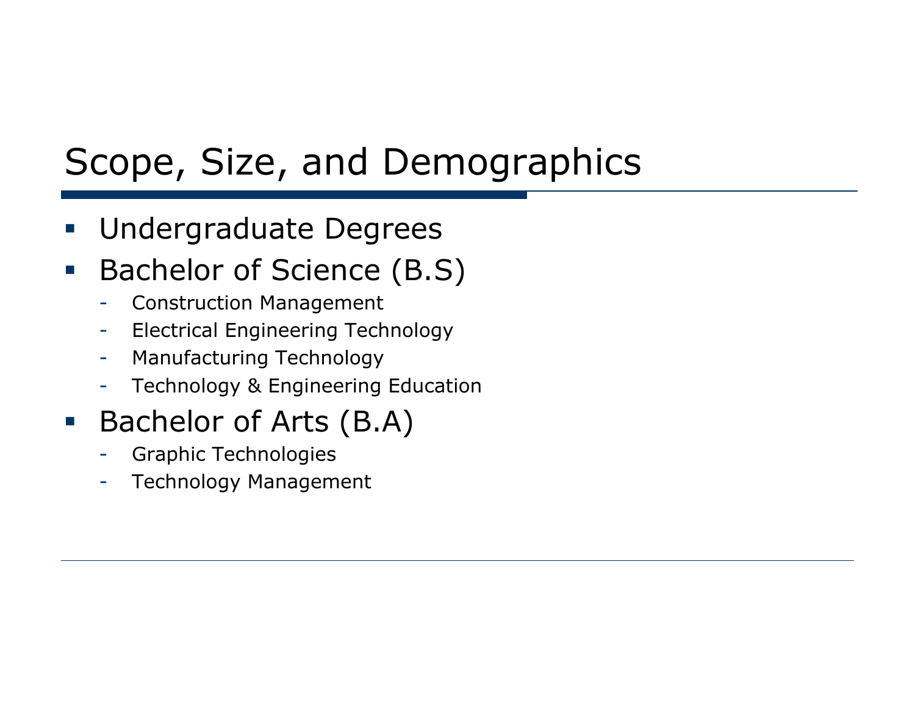# Scope, Size, and Demographics

- Undergraduate Degrees
- Bachelor of Science (B.S)
  - Construction Management
  - Electrical Engineering Technology
  - Manufacturing Technology
  - Technology & Engineering Education
- Bachelor of Arts (B.A)
  - Graphic Technologies
  - Technology Management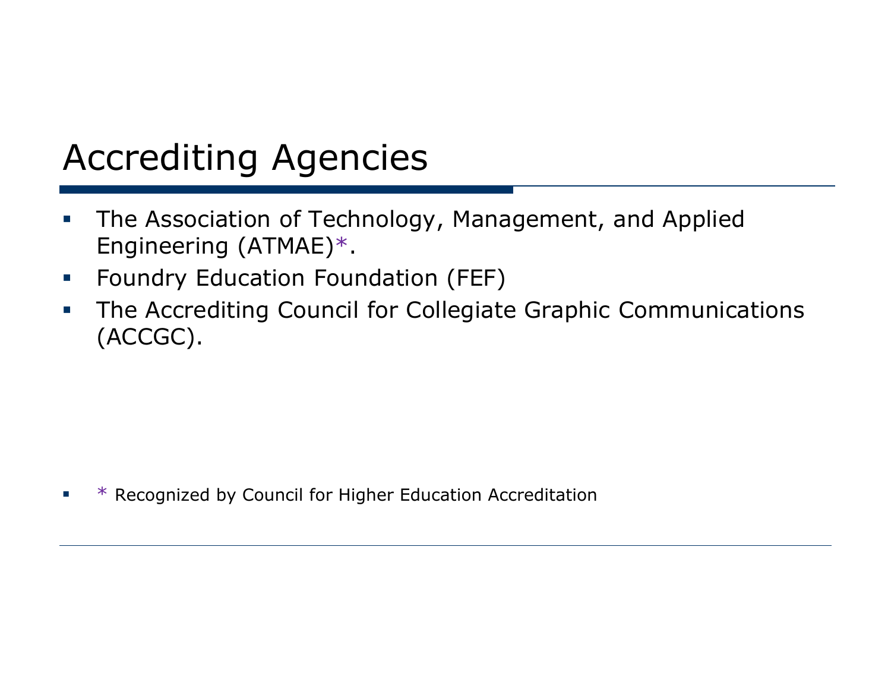# Accrediting Agencies

- The Association of Technology, Management, and Applied Engineering (ATMAE)*.
- Foundry Education Foundation (FEF)
- The Accrediting Council for Collegiate Graphic Communications (ACCGC).

- * Recognized by Council for Higher Education Accreditation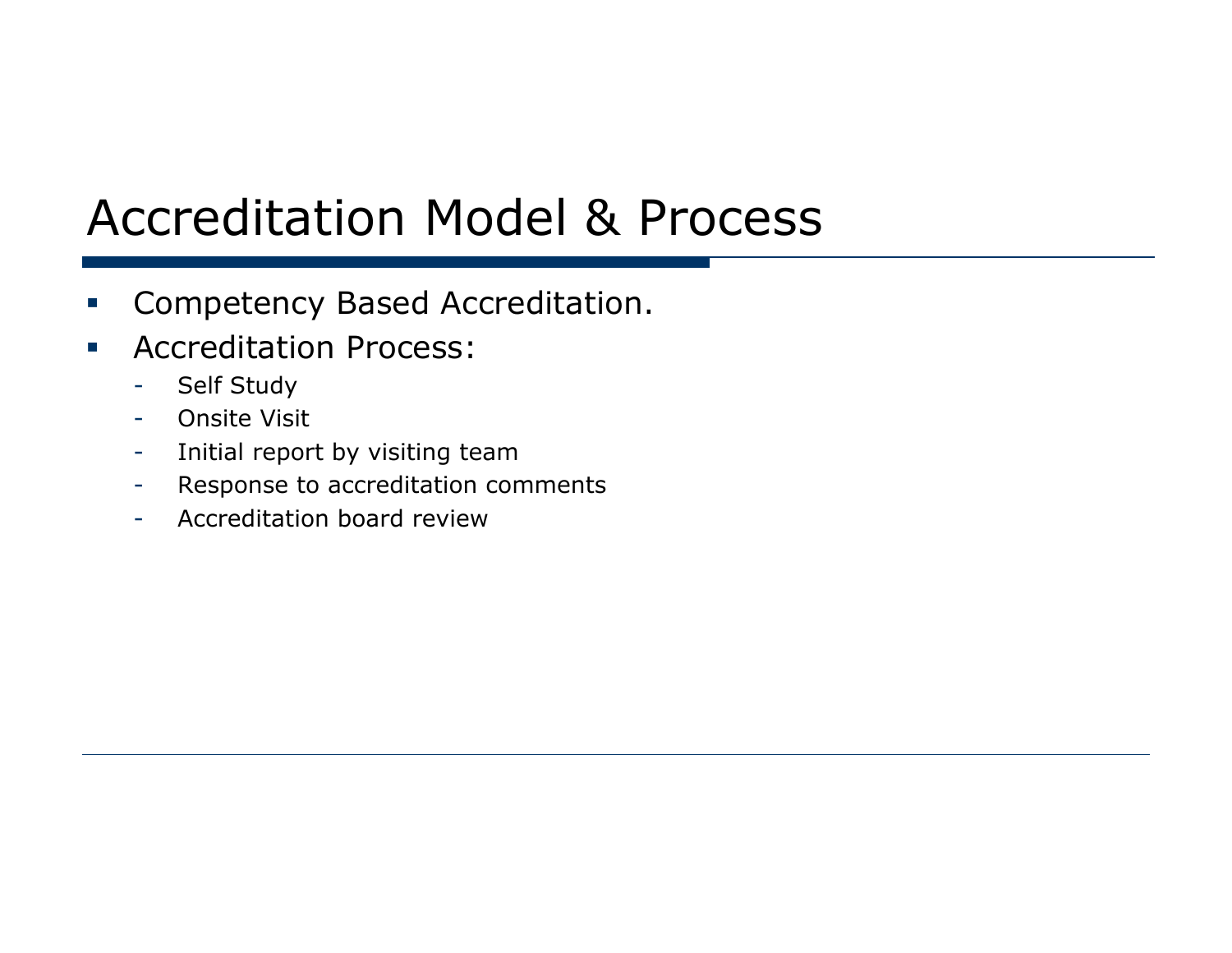# Accreditation Model & Process

- Competency Based Accreditation.
- Accreditation Process:
  - Self Study
  - Onsite Visit
  - Initial report by visiting team
  - Response to accreditation comments
  - Accreditation board review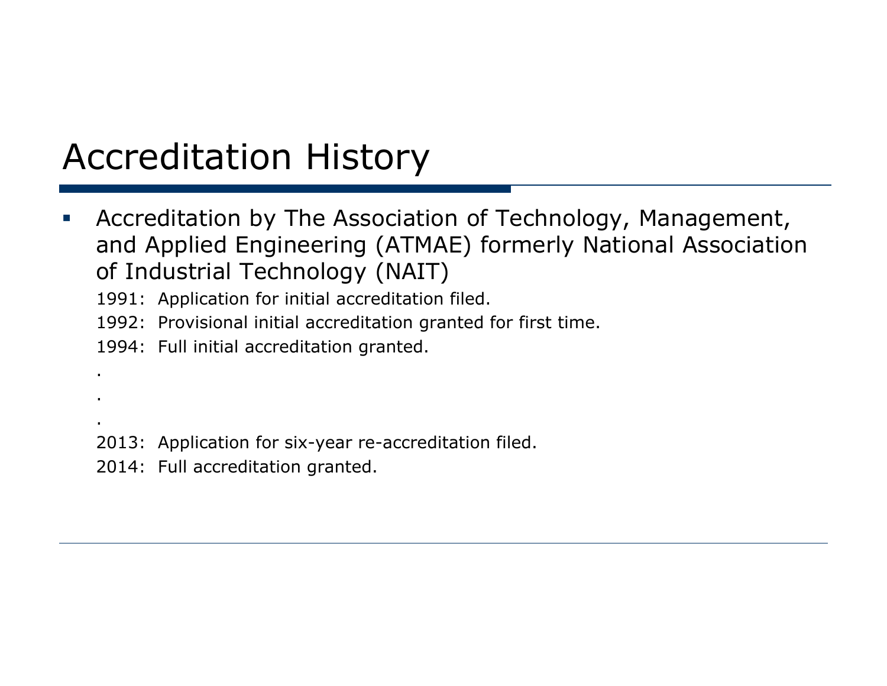# Accreditation History

- Accreditation by The Association of Technology, Management, and Applied Engineering (ATMAE) formerly National Association of Industrial Technology (NAIT)

  1991: Application for initial accreditation filed.

  1992: Provisional initial accreditation granted for first time.

  1994: Full initial accreditation granted.

  .

  .

  .

  2013: Application for six-year re-accreditation filed.

  2014: Full accreditation granted.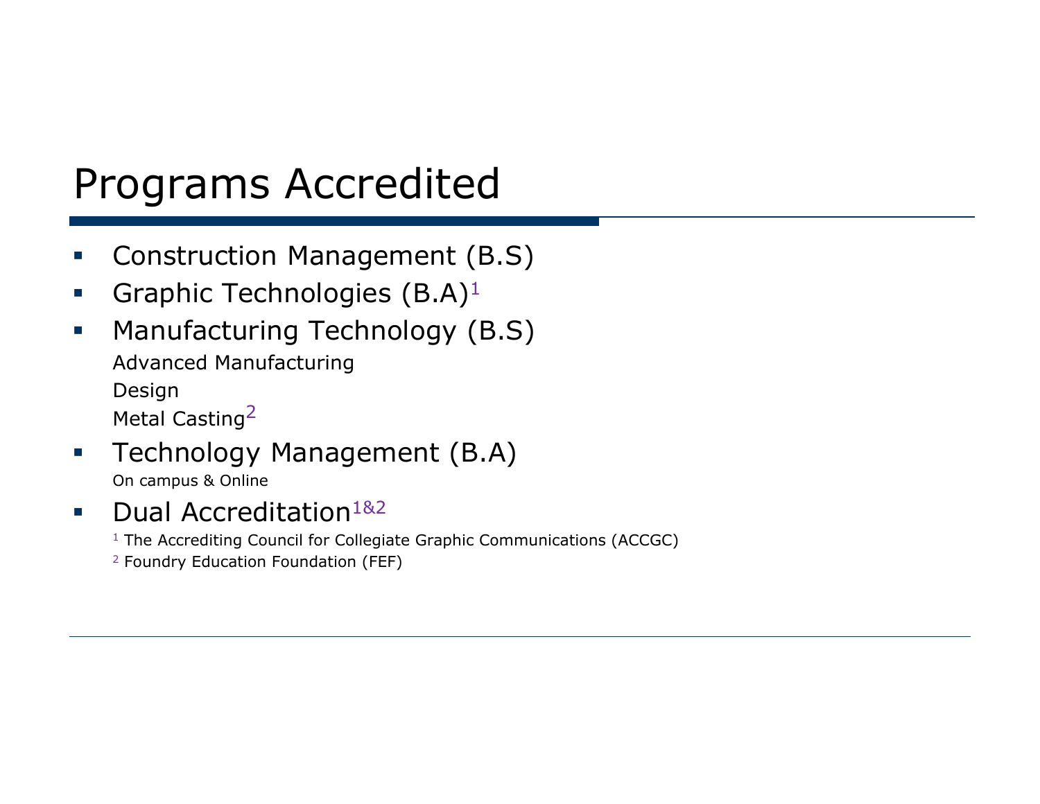# Programs Accredited

- Construction Management (B.S)
- Graphic Technologies (B.A)[1]
- Manufacturing Technology (B.S)
  - Advanced Manufacturing
  - Design
  - Metal Casting[2]
- Technology Management (B.A)
  - On campus & Online
- Dual Accreditation[1&2]

[1] The Accrediting Council for Collegiate Graphic Communications (ACCGC)

[2] Foundry Education Foundation (FEF)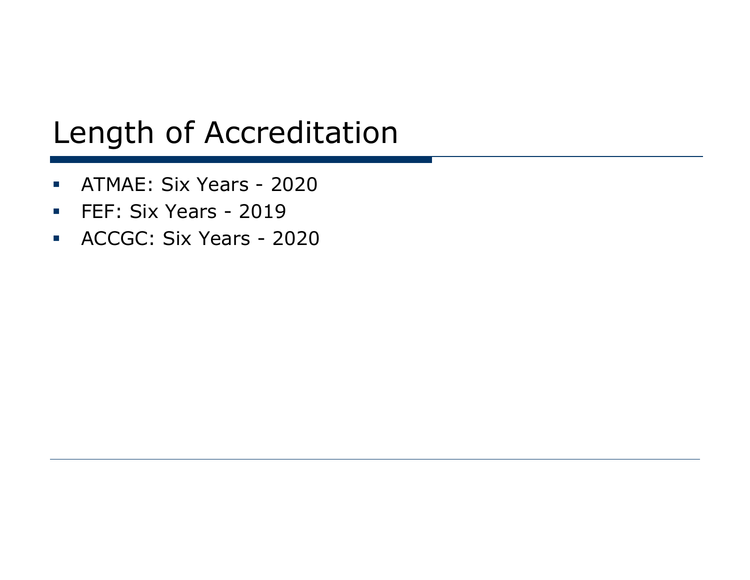# Length of Accreditation

- ATMAE: Six Years - 2020
- FEF: Six Years - 2019
- ACCGC: Six Years - 2020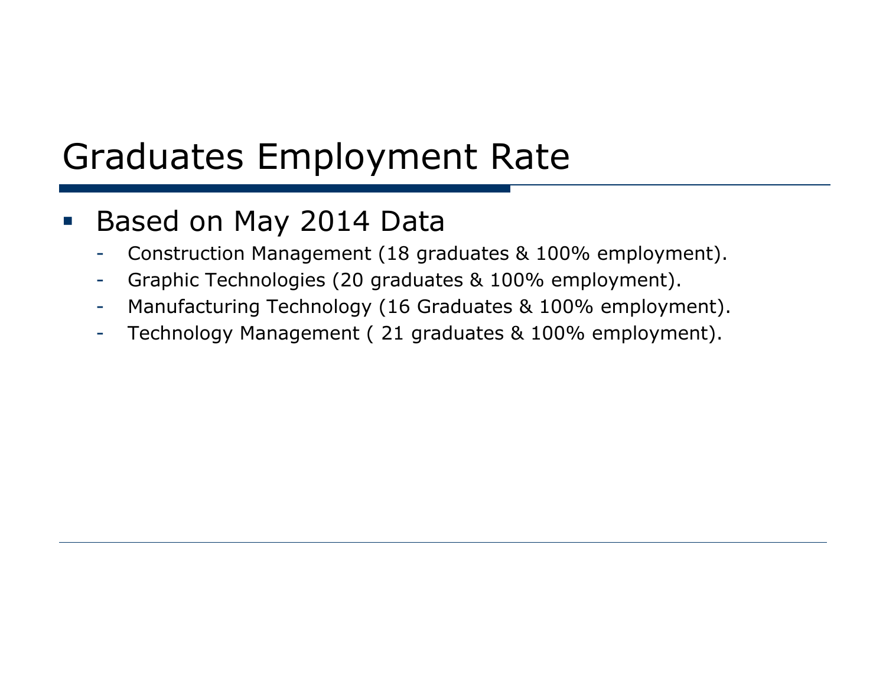# Graduates Employment Rate

- Based on May 2014 Data
  - Construction Management (18 graduates & 100% employment).
  - Graphic Technologies (20 graduates & 100% employment).
  - Manufacturing Technology (16 Graduates & 100% employment).
  - Technology Management ( 21 graduates & 100% employment).